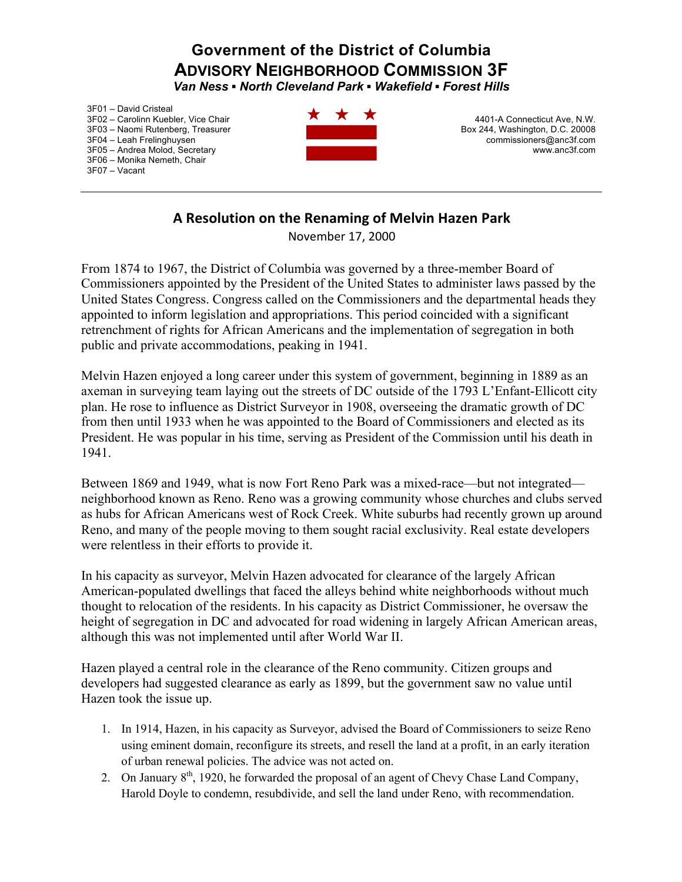# Government of the District of Columbia
## ADVISORY NEIGHBORHOOD COMMISSION 3F
***Van Ness ▪ North Cleveland Park ▪ Wakefield ▪ Forest Hills***

3F01 – David Cristeal
3F02 – Carolinn Kuebler, Vice Chair
3F03 – Naomi Rutenberg, Treasurer
3F04 – Leah Frelinghuysen
3F05 – Andrea Molod, Secretary
3F06 – Monika Nemeth, Chair
3F07 – Vacant

4401-A Connecticut Ave, N.W.
Box 244, Washington, D.C. 20008
commissioners@anc3f.com
www.anc3f.com

---

## A Resolution on the Renaming of Melvin Hazen Park

November 17, 2000

From 1874 to 1967, the District of Columbia was governed by a three-member Board of Commissioners appointed by the President of the United States to administer laws passed by the United States Congress. Congress called on the Commissioners and the departmental heads they appointed to inform legislation and appropriations. This period coincided with a significant retrenchment of rights for African Americans and the implementation of segregation in both public and private accommodations, peaking in 1941.

Melvin Hazen enjoyed a long career under this system of government, beginning in 1889 as an axeman in surveying team laying out the streets of DC outside of the 1793 L'Enfant-Ellicott city plan. He rose to influence as District Surveyor in 1908, overseeing the dramatic growth of DC from then until 1933 when he was appointed to the Board of Commissioners and elected as its President. He was popular in his time, serving as President of the Commission until his death in 1941.

Between 1869 and 1949, what is now Fort Reno Park was a mixed-race—but not integrated—neighborhood known as Reno. Reno was a growing community whose churches and clubs served as hubs for African Americans west of Rock Creek. White suburbs had recently grown up around Reno, and many of the people moving to them sought racial exclusivity. Real estate developers were relentless in their efforts to provide it.

In his capacity as surveyor, Melvin Hazen advocated for clearance of the largely African American-populated dwellings that faced the alleys behind white neighborhoods without much thought to relocation of the residents. In his capacity as District Commissioner, he oversaw the height of segregation in DC and advocated for road widening in largely African American areas, although this was not implemented until after World War II.

Hazen played a central role in the clearance of the Reno community. Citizen groups and developers had suggested clearance as early as 1899, but the government saw no value until Hazen took the issue up.

1. In 1914, Hazen, in his capacity as Surveyor, advised the Board of Commissioners to seize Reno using eminent domain, reconfigure its streets, and resell the land at a profit, in an early iteration of urban renewal policies. The advice was not acted on.
2. On January 8th, 1920, he forwarded the proposal of an agent of Chevy Chase Land Company, Harold Doyle to condemn, resubdivide, and sell the land under Reno, with recommendation.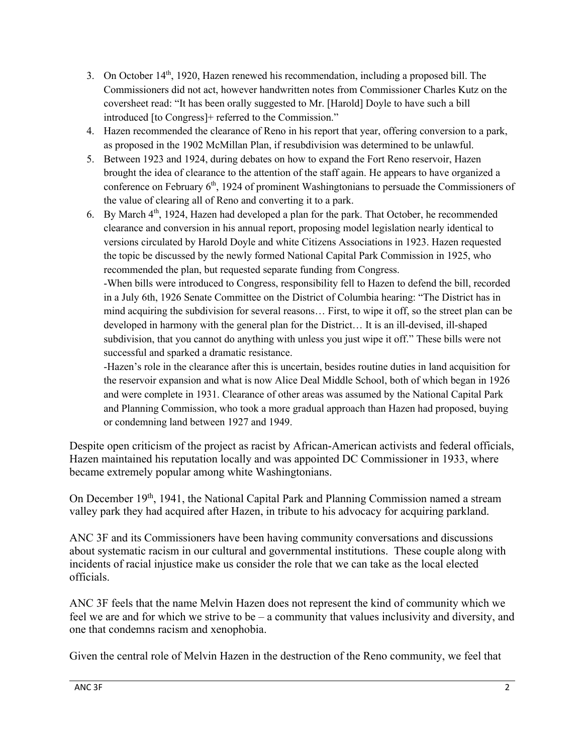3. On October 14th, 1920, Hazen renewed his recommendation, including a proposed bill. The Commissioners did not act, however handwritten notes from Commissioner Charles Kutz on the coversheet read: "It has been orally suggested to Mr. [Harold] Doyle to have such a bill introduced [to Congress]+ referred to the Commission."
4. Hazen recommended the clearance of Reno in his report that year, offering conversion to a park, as proposed in the 1902 McMillan Plan, if resubdivision was determined to be unlawful.
5. Between 1923 and 1924, during debates on how to expand the Fort Reno reservoir, Hazen brought the idea of clearance to the attention of the staff again. He appears to have organized a conference on February 6th, 1924 of prominent Washingtonians to persuade the Commissioners of the value of clearing all of Reno and converting it to a park.
6. By March 4th, 1924, Hazen had developed a plan for the park. That October, he recommended clearance and conversion in his annual report, proposing model legislation nearly identical to versions circulated by Harold Doyle and white Citizens Associations in 1923. Hazen requested the topic be discussed by the newly formed National Capital Park Commission in 1925, who recommended the plan, but requested separate funding from Congress.
   -When bills were introduced to Congress, responsibility fell to Hazen to defend the bill, recorded in a July 6th, 1926 Senate Committee on the District of Columbia hearing: "The District has in mind acquiring the subdivision for several reasons… First, to wipe it off, so the street plan can be developed in harmony with the general plan for the District… It is an ill-devised, ill-shaped subdivision, that you cannot do anything with unless you just wipe it off." These bills were not successful and sparked a dramatic resistance.
   -Hazen's role in the clearance after this is uncertain, besides routine duties in land acquisition for the reservoir expansion and what is now Alice Deal Middle School, both of which began in 1926 and were complete in 1931. Clearance of other areas was assumed by the National Capital Park and Planning Commission, who took a more gradual approach than Hazen had proposed, buying or condemning land between 1927 and 1949.

Despite open criticism of the project as racist by African-American activists and federal officials, Hazen maintained his reputation locally and was appointed DC Commissioner in 1933, where became extremely popular among white Washingtonians.

On December 19th, 1941, the National Capital Park and Planning Commission named a stream valley park they had acquired after Hazen, in tribute to his advocacy for acquiring parkland.

ANC 3F and its Commissioners have been having community conversations and discussions about systematic racism in our cultural and governmental institutions. These couple along with incidents of racial injustice make us consider the role that we can take as the local elected officials.

ANC 3F feels that the name Melvin Hazen does not represent the kind of community which we feel we are and for which we strive to be – a community that values inclusivity and diversity, and one that condemns racism and xenophobia.

Given the central role of Melvin Hazen in the destruction of the Reno community, we feel that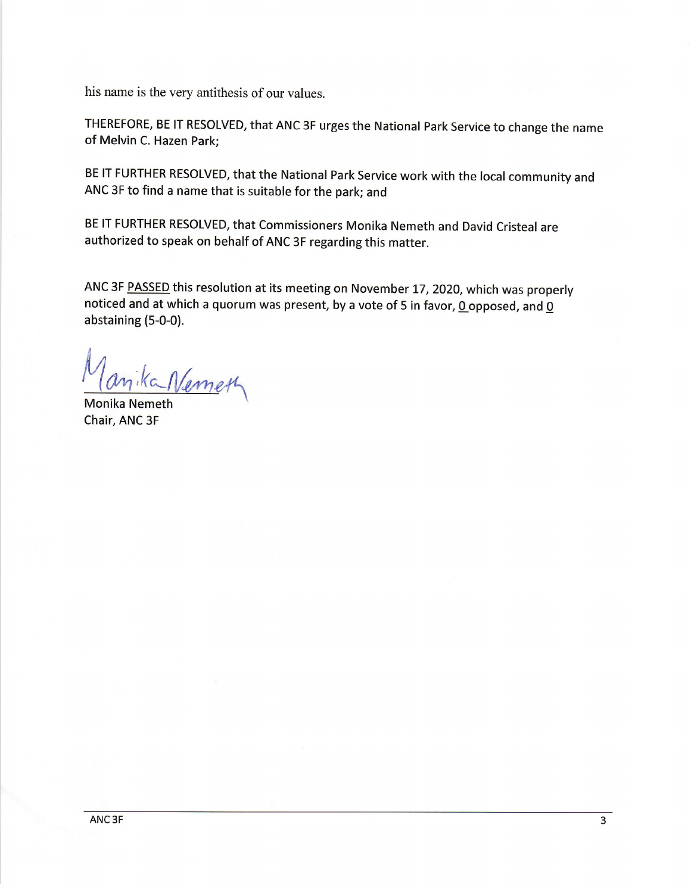his name is the very antithesis of our values.

THEREFORE, BE IT RESOLVED, that ANC 3F urges the National Park Service to change the name of Melvin C. Hazen Park;

BE IT FURTHER RESOLVED, that the National Park Service work with the local community and ANC 3F to find a name that is suitable for the park; and

BE IT FURTHER RESOLVED, that Commissioners Monika Nemeth and David Cristeal are authorized to speak on behalf of ANC 3F regarding this matter.

ANC 3F PASSED this resolution at its meeting on November 17, 2020, which was properly noticed and at which a quorum was present, by a vote of 5 in favor, 0 opposed, and 0 abstaining (5-0-0).

Monika Nemeth

Monika Nemeth
Chair, ANC 3F